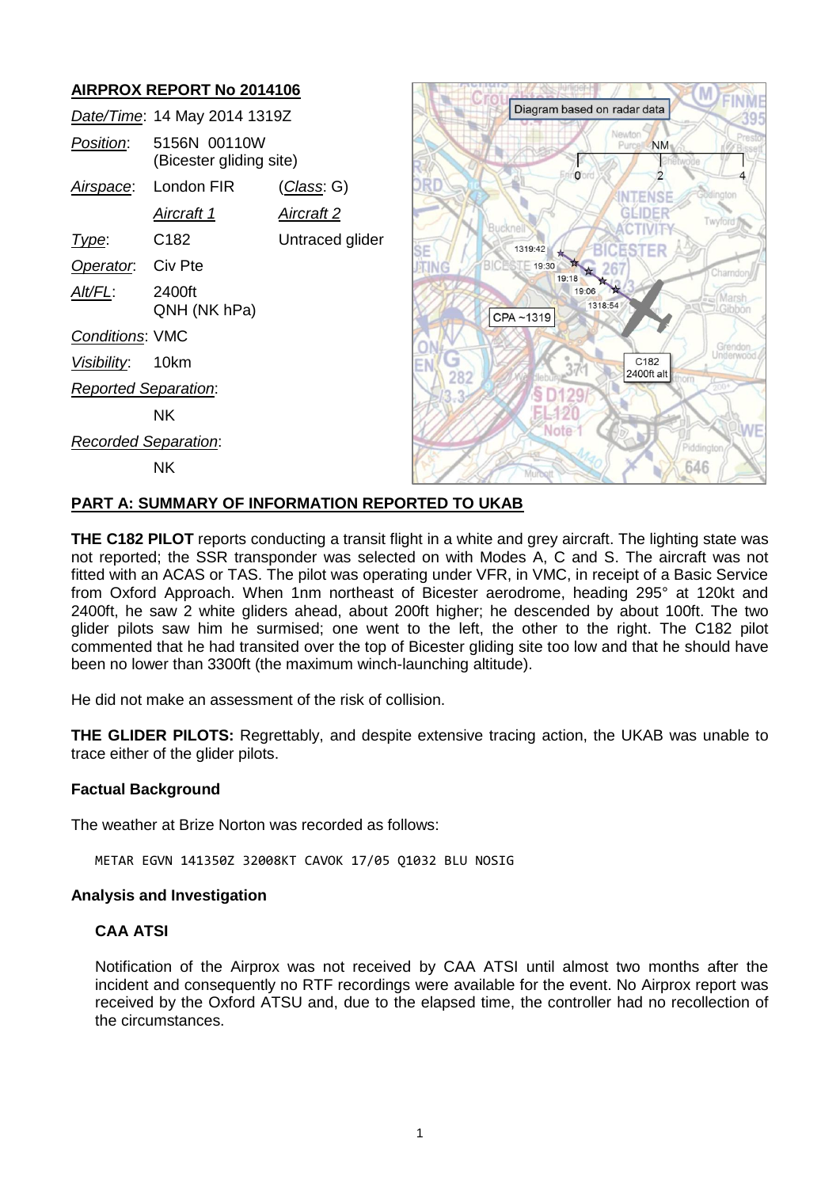## AIRPROX REPORT No 2014106

| | | |
|---|---|---|
| *Date/Time*: | 14 May 2014 1319Z | |
| *Position*: | 5156N 00110W (Bicester gliding site) | |
| *Airspace*: | London FIR | (*Class*: G) |
| | *Aircraft 1* | *Aircraft 2* |
| *Type*: | C182 | Untraced glider |
| *Operator*: | Civ Pte | |
| *Alt/FL*: | 2400ft QNH (NK hPa) | |
| *Conditions*: | VMC | |
| *Visibility*: | 10km | |
| *Reported Separation*: | | |
| | NK | |
| *Recorded Separation*: | | |
| | NK | |

## PART A: SUMMARY OF INFORMATION REPORTED TO UKAB

**THE C182 PILOT** reports conducting a transit flight in a white and grey aircraft. The lighting state was not reported; the SSR transponder was selected on with Modes A, C and S. The aircraft was not fitted with an ACAS or TAS. The pilot was operating under VFR, in VMC, in receipt of a Basic Service from Oxford Approach. When 1nm northeast of Bicester aerodrome, heading 295° at 120kt and 2400ft, he saw 2 white gliders ahead, about 200ft higher; he descended by about 100ft. The two glider pilots saw him he surmised; one went to the left, the other to the right. The C182 pilot commented that he had transited over the top of Bicester gliding site too low and that he should have been no lower than 3300ft (the maximum winch-launching altitude).

He did not make an assessment of the risk of collision.

**THE GLIDER PILOTS:** Regrettably, and despite extensive tracing action, the UKAB was unable to trace either of the glider pilots.

### Factual Background

The weather at Brize Norton was recorded as follows:

```
METAR EGVN 141350Z 32008KT CAVOK 17/05 Q1032 BLU NOSIG
```

### Analysis and Investigation

#### CAA ATSI

Notification of the Airprox was not received by CAA ATSI until almost two months after the incident and consequently no RTF recordings were available for the event. No Airprox report was received by the Oxford ATSU and, due to the elapsed time, the controller had no recollection of the circumstances.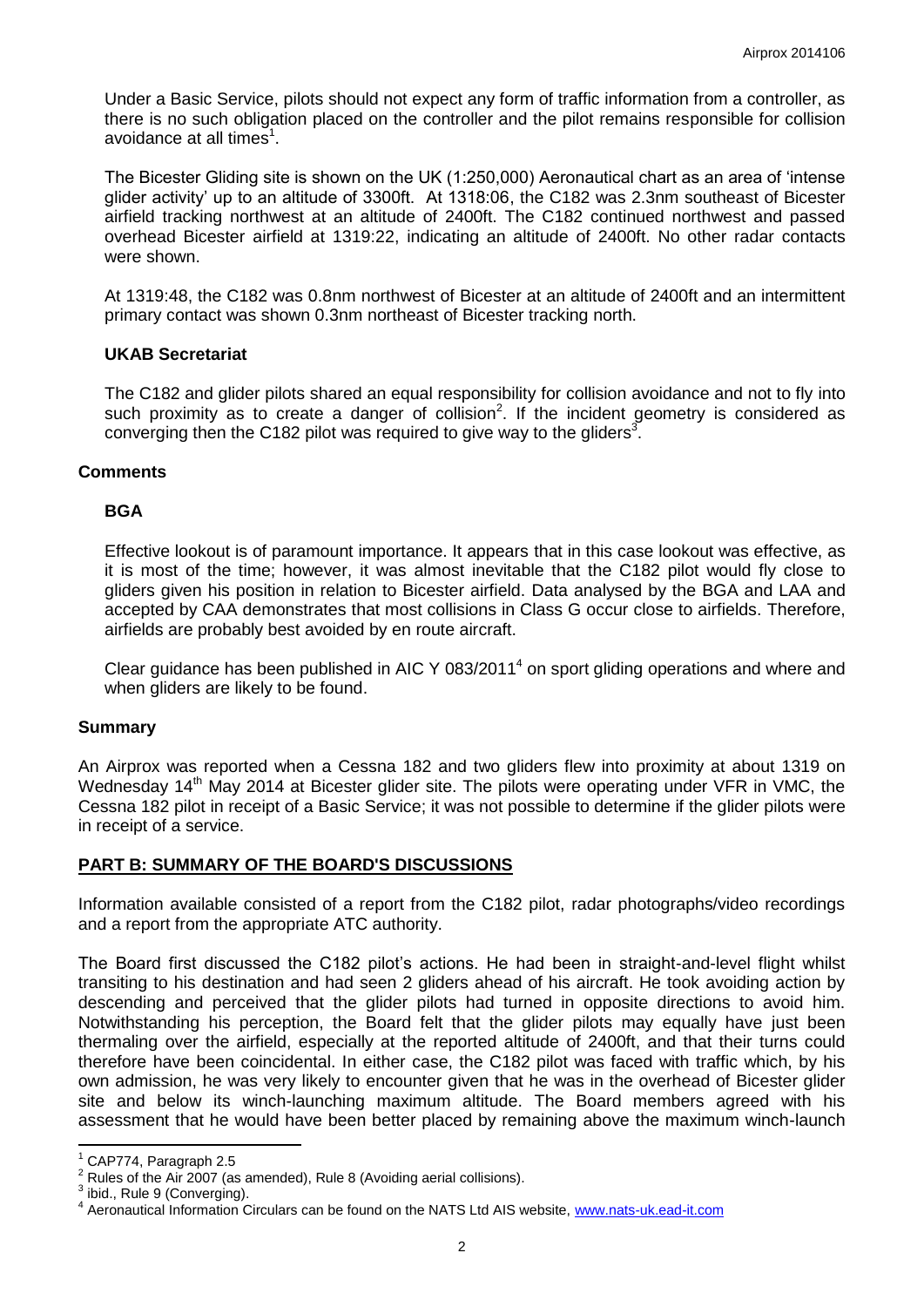Under a Basic Service, pilots should not expect any form of traffic information from a controller, as there is no such obligation placed on the controller and the pilot remains responsible for collision avoidance at all times[1].

The Bicester Gliding site is shown on the UK (1:250,000) Aeronautical chart as an area of 'intense glider activity' up to an altitude of 3300ft. At 1318:06, the C182 was 2.3nm southeast of Bicester airfield tracking northwest at an altitude of 2400ft. The C182 continued northwest and passed overhead Bicester airfield at 1319:22, indicating an altitude of 2400ft. No other radar contacts were shown.

At 1319:48, the C182 was 0.8nm northwest of Bicester at an altitude of 2400ft and an intermittent primary contact was shown 0.3nm northeast of Bicester tracking north.

### UKAB Secretariat

The C182 and glider pilots shared an equal responsibility for collision avoidance and not to fly into such proximity as to create a danger of collision[2]. If the incident geometry is considered as converging then the C182 pilot was required to give way to the gliders[3].

## Comments

### BGA

Effective lookout is of paramount importance. It appears that in this case lookout was effective, as it is most of the time; however, it was almost inevitable that the C182 pilot would fly close to gliders given his position in relation to Bicester airfield. Data analysed by the BGA and LAA and accepted by CAA demonstrates that most collisions in Class G occur close to airfields. Therefore, airfields are probably best avoided by en route aircraft.

Clear guidance has been published in AIC Y 083/2011[4] on sport gliding operations and where and when gliders are likely to be found.

## Summary

An Airprox was reported when a Cessna 182 and two gliders flew into proximity at about 1319 on Wednesday 14th May 2014 at Bicester glider site. The pilots were operating under VFR in VMC, the Cessna 182 pilot in receipt of a Basic Service; it was not possible to determine if the glider pilots were in receipt of a service.

## PART B: SUMMARY OF THE BOARD'S DISCUSSIONS

Information available consisted of a report from the C182 pilot, radar photographs/video recordings and a report from the appropriate ATC authority.

The Board first discussed the C182 pilot's actions. He had been in straight-and-level flight whilst transiting to his destination and had seen 2 gliders ahead of his aircraft. He took avoiding action by descending and perceived that the glider pilots had turned in opposite directions to avoid him. Notwithstanding his perception, the Board felt that the glider pilots may equally have just been thermaling over the airfield, especially at the reported altitude of 2400ft, and that their turns could therefore have been coincidental. In either case, the C182 pilot was faced with traffic which, by his own admission, he was very likely to encounter given that he was in the overhead of Bicester glider site and below its winch-launching maximum altitude. The Board members agreed with his assessment that he would have been better placed by remaining above the maximum winch-launch

---

[1] CAP774, Paragraph 2.5

[2] Rules of the Air 2007 (as amended), Rule 8 (Avoiding aerial collisions).

[3] ibid., Rule 9 (Converging).

[4] Aeronautical Information Circulars can be found on the NATS Ltd AIS website, www.nats-uk.ead-it.com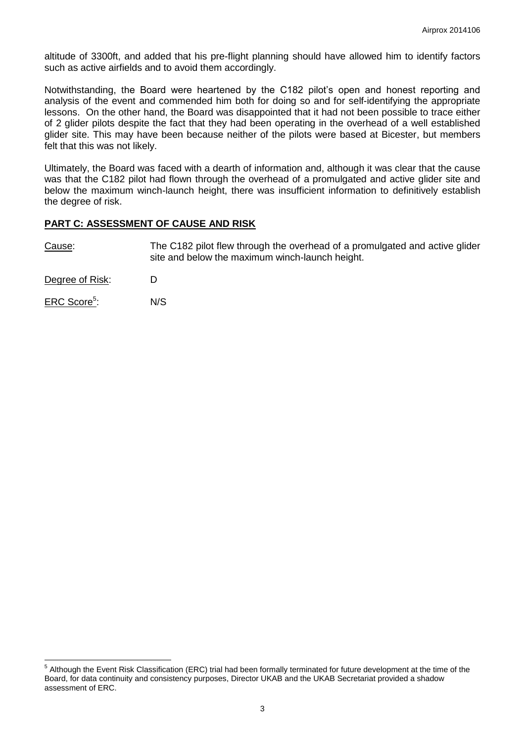altitude of 3300ft, and added that his pre-flight planning should have allowed him to identify factors such as active airfields and to avoid them accordingly.

Notwithstanding, the Board were heartened by the C182 pilot's open and honest reporting and analysis of the event and commended him both for doing so and for self-identifying the appropriate lessons. On the other hand, the Board was disappointed that it had not been possible to trace either of 2 glider pilots despite the fact that they had been operating in the overhead of a well established glider site. This may have been because neither of the pilots were based at Bicester, but members felt that this was not likely.

Ultimately, the Board was faced with a dearth of information and, although it was clear that the cause was that the C182 pilot had flown through the overhead of a promulgated and active glider site and below the maximum winch-launch height, there was insufficient information to definitively establish the degree of risk.

## PART C: ASSESSMENT OF CAUSE AND RISK

Cause: The C182 pilot flew through the overhead of a promulgated and active glider site and below the maximum winch-launch height.

Degree of Risk: D

ERC Score[5]: N/S

[5] Although the Event Risk Classification (ERC) trial had been formally terminated for future development at the time of the Board, for data continuity and consistency purposes, Director UKAB and the UKAB Secretariat provided a shadow assessment of ERC.